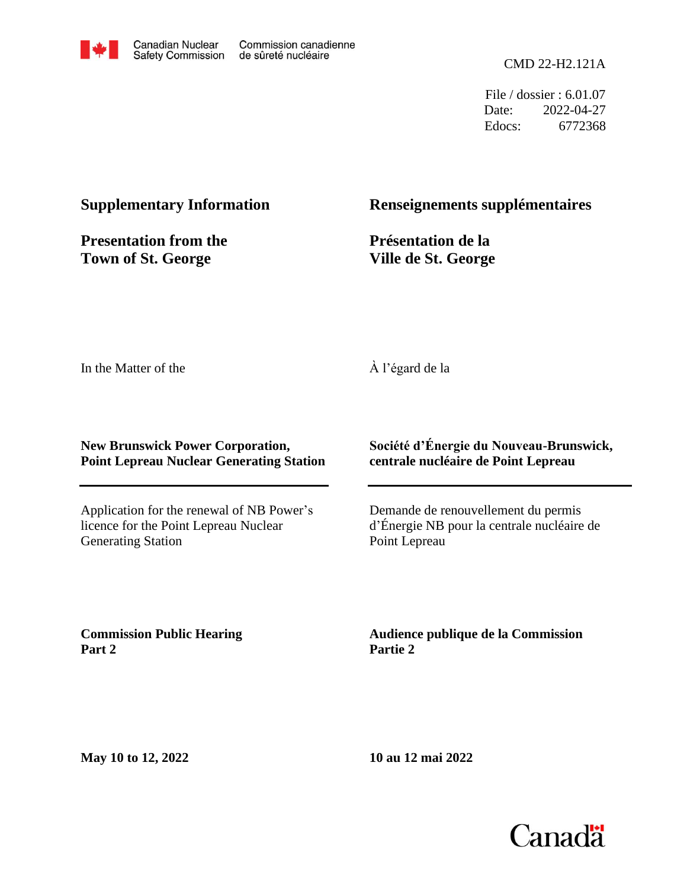Canadian Nuclear Safety Commission | Commission canadienne de sûreté nucléaire

CMD 22-H2.121A

File / dossier : 6.01.07
Date: 2022-04-27
Edocs: 6772368

**Supplementary Information**

**Renseignements supplémentaires**

**Presentation from the Town of St. George**

**Présentation de la Ville de St. George**

In the Matter of the

À l'égard de la

**New Brunswick Power Corporation, Point Lepreau Nuclear Generating Station**

**Société d'Énergie du Nouveau-Brunswick, centrale nucléaire de Point Lepreau**

Application for the renewal of NB Power's licence for the Point Lepreau Nuclear Generating Station

Demande de renouvellement du permis d'Énergie NB pour la centrale nucléaire de Point Lepreau

**Commission Public Hearing Part 2**

**Audience publique de la Commission Partie 2**

**May 10 to 12, 2022**

**10 au 12 mai 2022**

Canada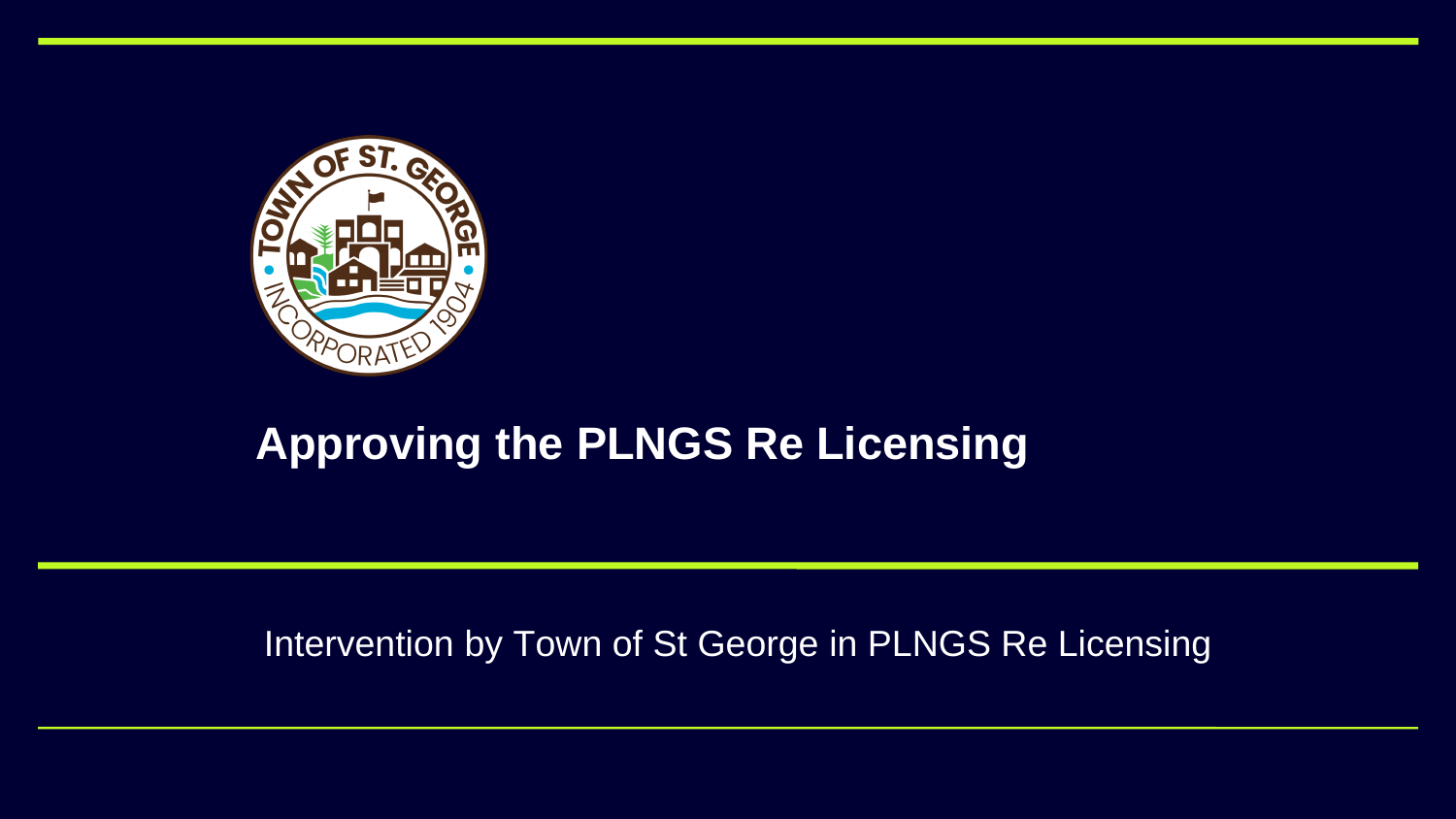# Approving the PLNGS Re Licensing

Intervention by Town of St George in PLNGS Re Licensing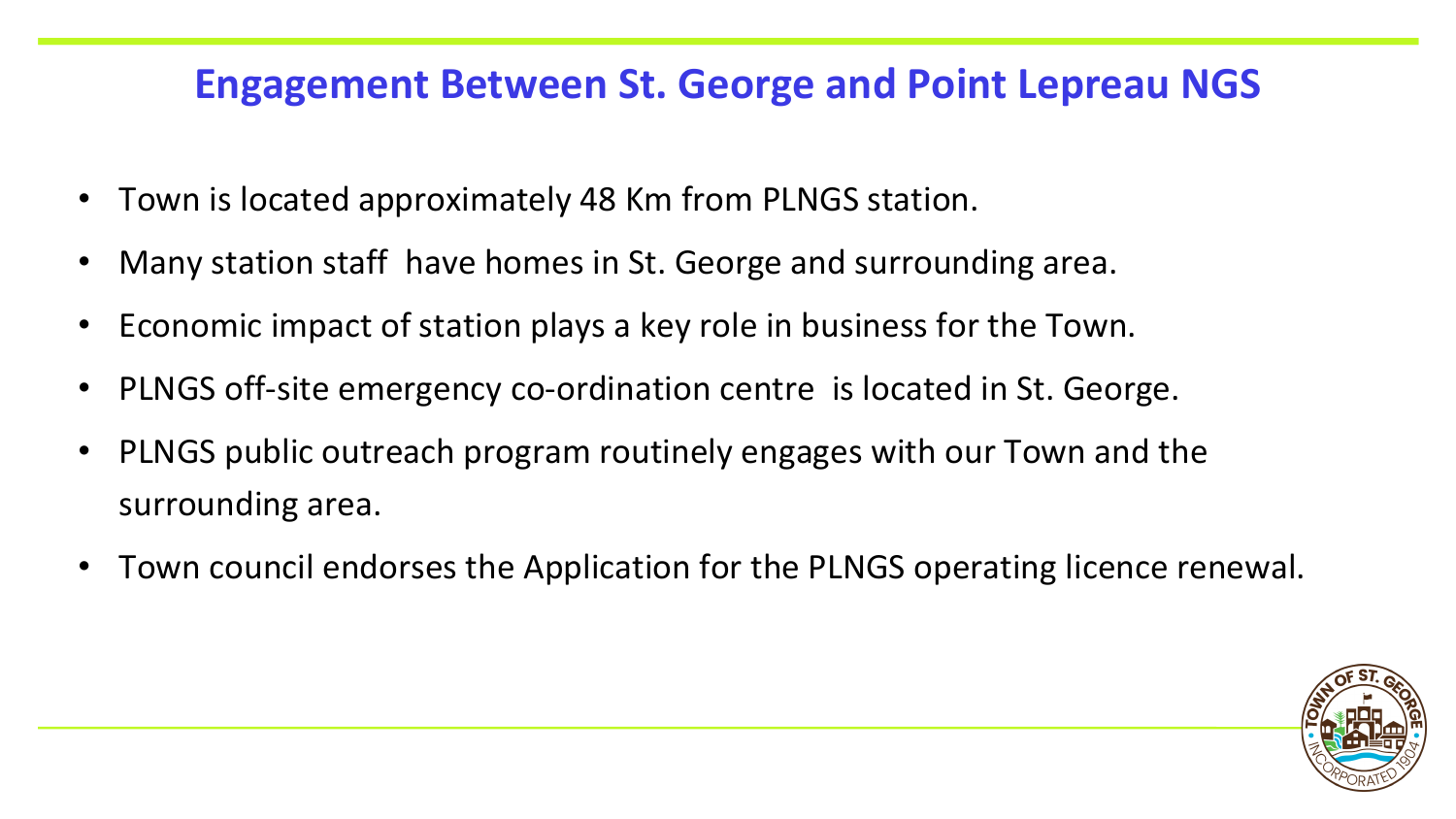# Engagement Between St. George and Point Lepreau NGS

- Town is located approximately 48 Km from PLNGS station.
- Many station staff have homes in St. George and surrounding area.
- Economic impact of station plays a key role in business for the Town.
- PLNGS off-site emergency co-ordination centre is located in St. George.
- PLNGS public outreach program routinely engages with our Town and the surrounding area.
- Town council endorses the Application for the PLNGS operating licence renewal.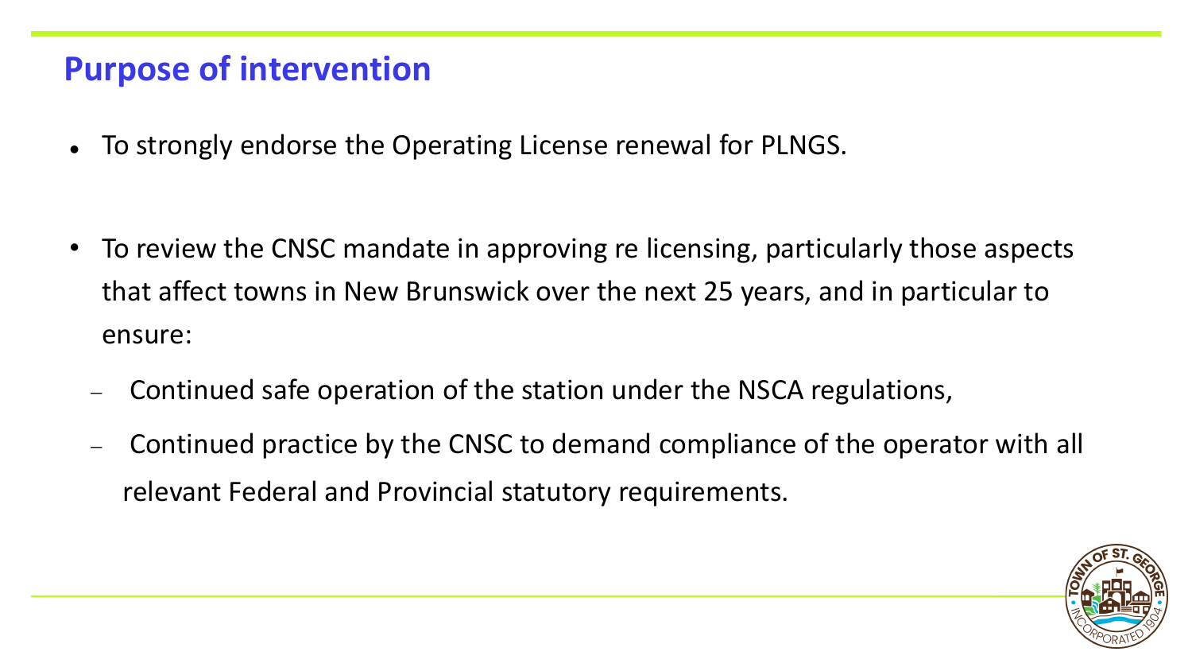## Purpose of intervention

- To strongly endorse the Operating License renewal for PLNGS.

- To review the CNSC mandate in approving re licensing, particularly those aspects that affect towns in New Brunswick over the next 25 years, and in particular to ensure:
  - Continued safe operation of the station under the NSCA regulations,
  - Continued practice by the CNSC to demand compliance of the operator with all relevant Federal and Provincial statutory requirements.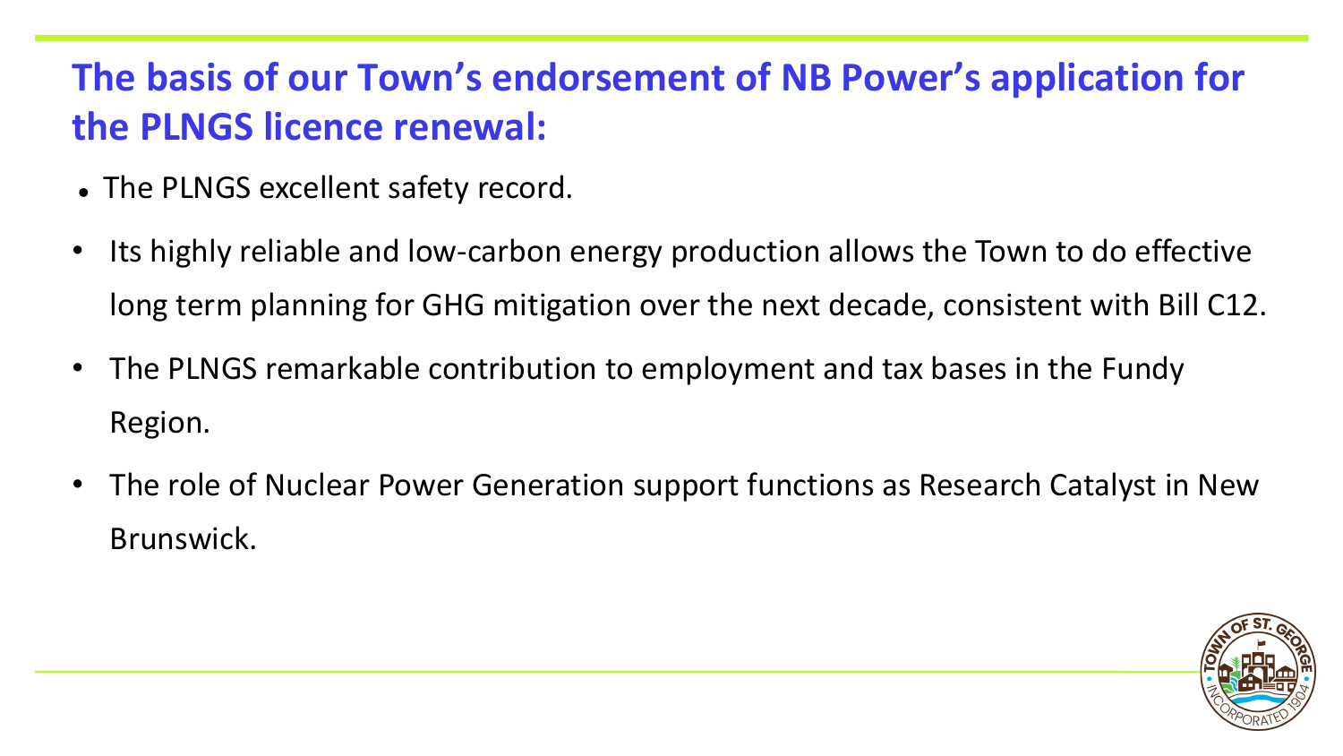## The basis of our Town's endorsement of NB Power's application for the PLNGS licence renewal:

- The PLNGS excellent safety record.
- Its highly reliable and low-carbon energy production allows the Town to do effective long term planning for GHG mitigation over the next decade, consistent with Bill C12.
- The PLNGS remarkable contribution to employment and tax bases in the Fundy Region.
- The role of Nuclear Power Generation support functions as Research Catalyst in New Brunswick.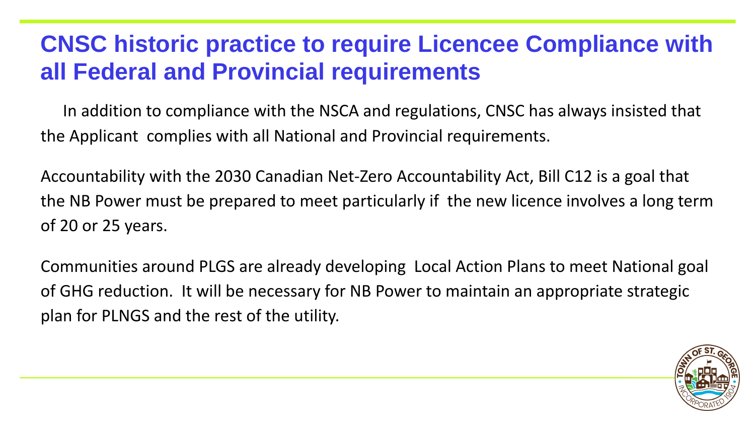# CNSC historic practice to require Licencee Compliance with all Federal and Provincial requirements

In addition to compliance with the NSCA and regulations, CNSC has always insisted that the Applicant complies with all National and Provincial requirements.

Accountability with the 2030 Canadian Net-Zero Accountability Act, Bill C12 is a goal that the NB Power must be prepared to meet particularly if the new licence involves a long term of 20 or 25 years.

Communities around PLGS are already developing Local Action Plans to meet National goal of GHG reduction. It will be necessary for NB Power to maintain an appropriate strategic plan for PLNGS and the rest of the utility.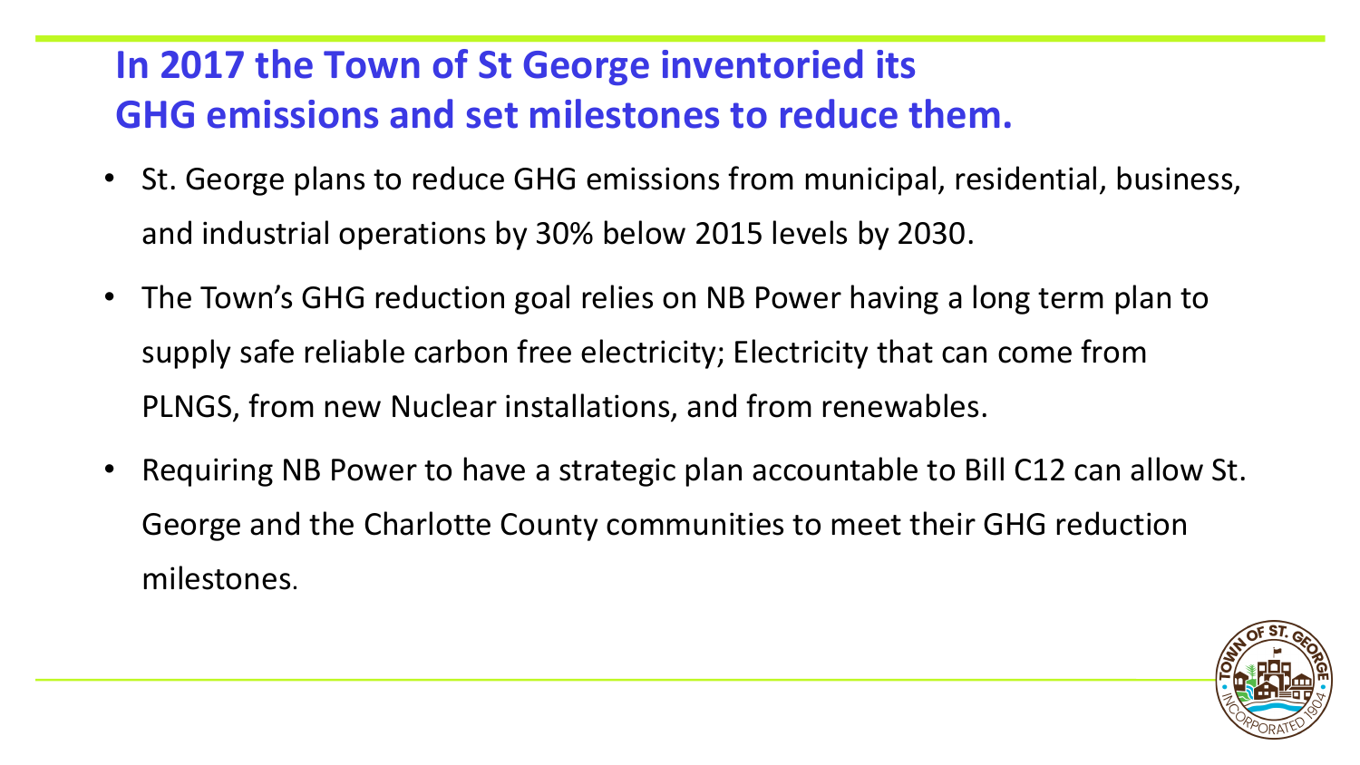# In 2017 the Town of St George inventoried its GHG emissions and set milestones to reduce them.

- St. George plans to reduce GHG emissions from municipal, residential, business, and industrial operations by 30% below 2015 levels by 2030.
- The Town's GHG reduction goal relies on NB Power having a long term plan to supply safe reliable carbon free electricity; Electricity that can come from PLNGS, from new Nuclear installations, and from renewables.
- Requiring NB Power to have a strategic plan accountable to Bill C12 can allow St. George and the Charlotte County communities to meet their GHG reduction milestones.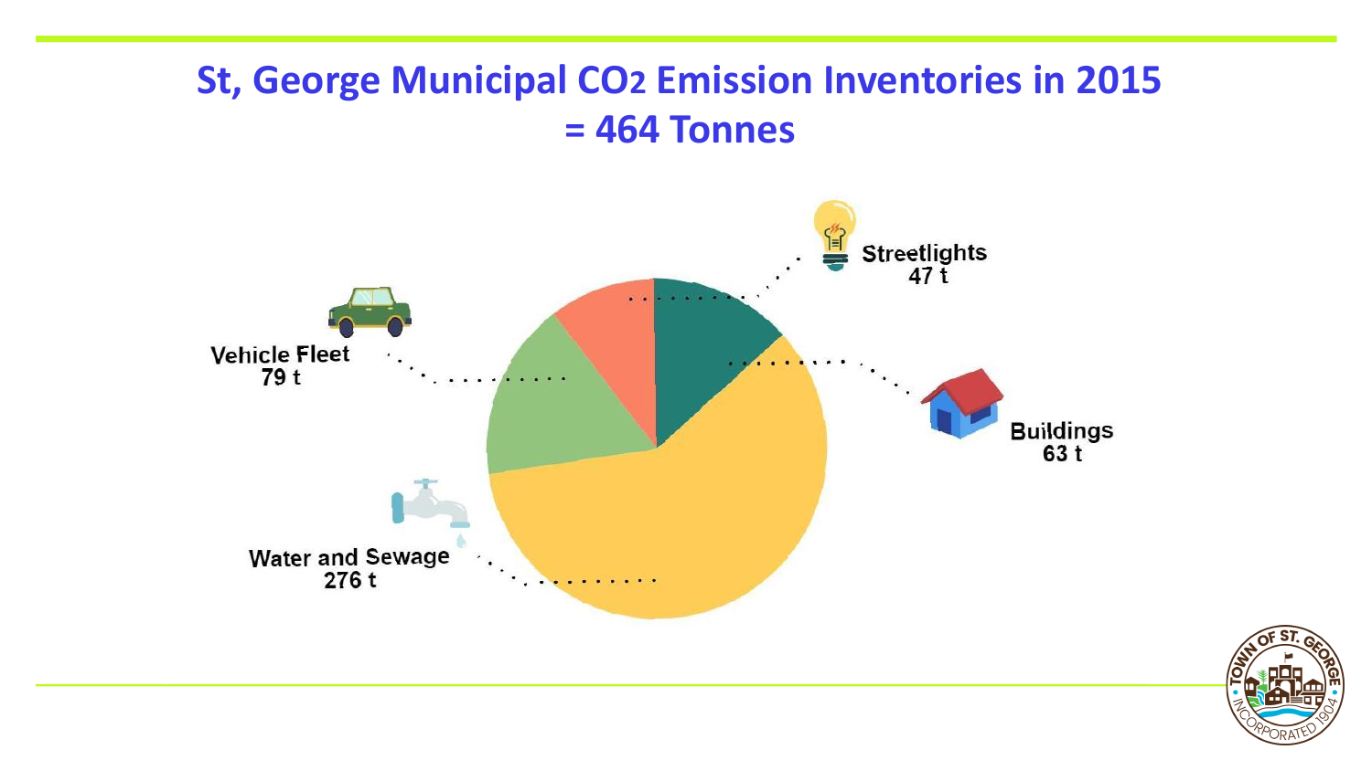# St, George Municipal $CO_2$ Emission Inventories in 2015 = 464 Tonnes

Streetlights
47 t

Vehicle Fleet
79 t

Buildings
63 t

Water and Sewage
276 t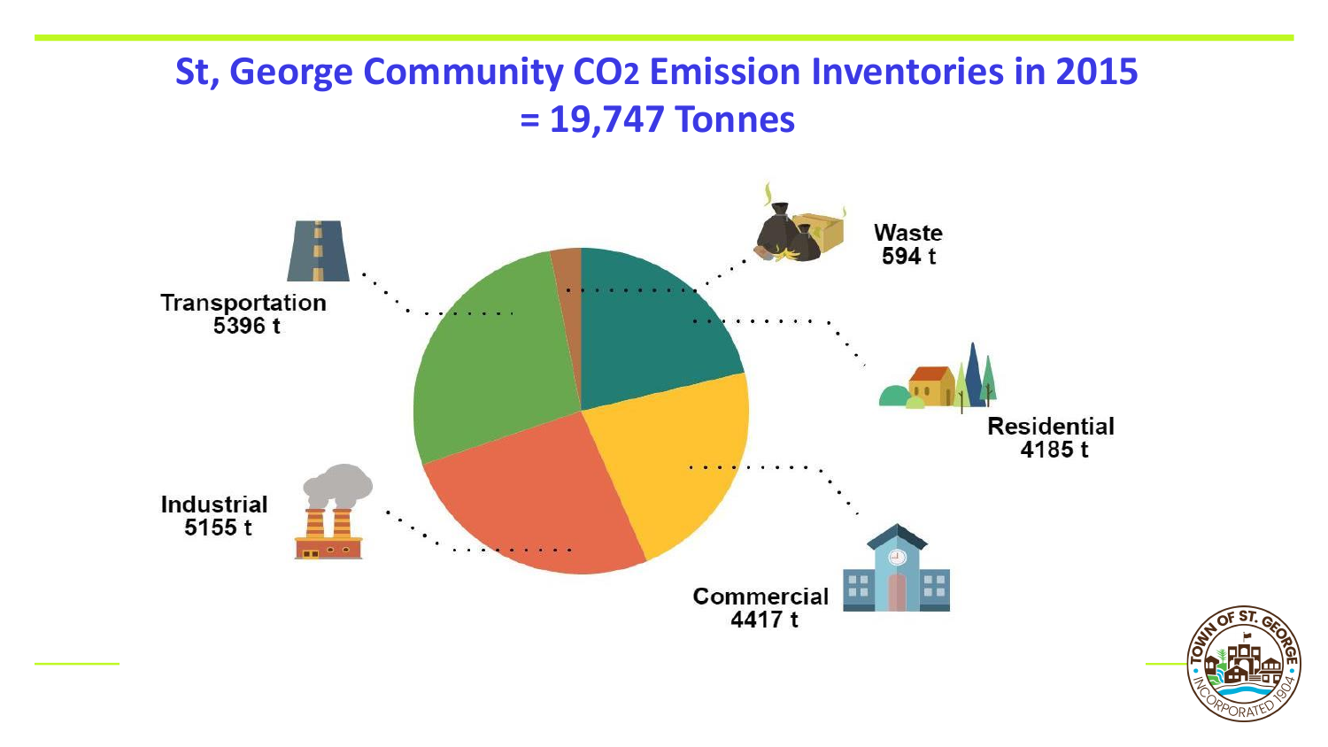# St, George Community $CO_2$ Emission Inventories in 2015 = 19,747 Tonnes

Transportation
5396 t

Waste
594 t

Residential
4185 t

Industrial
5155 t

Commercial
4417 t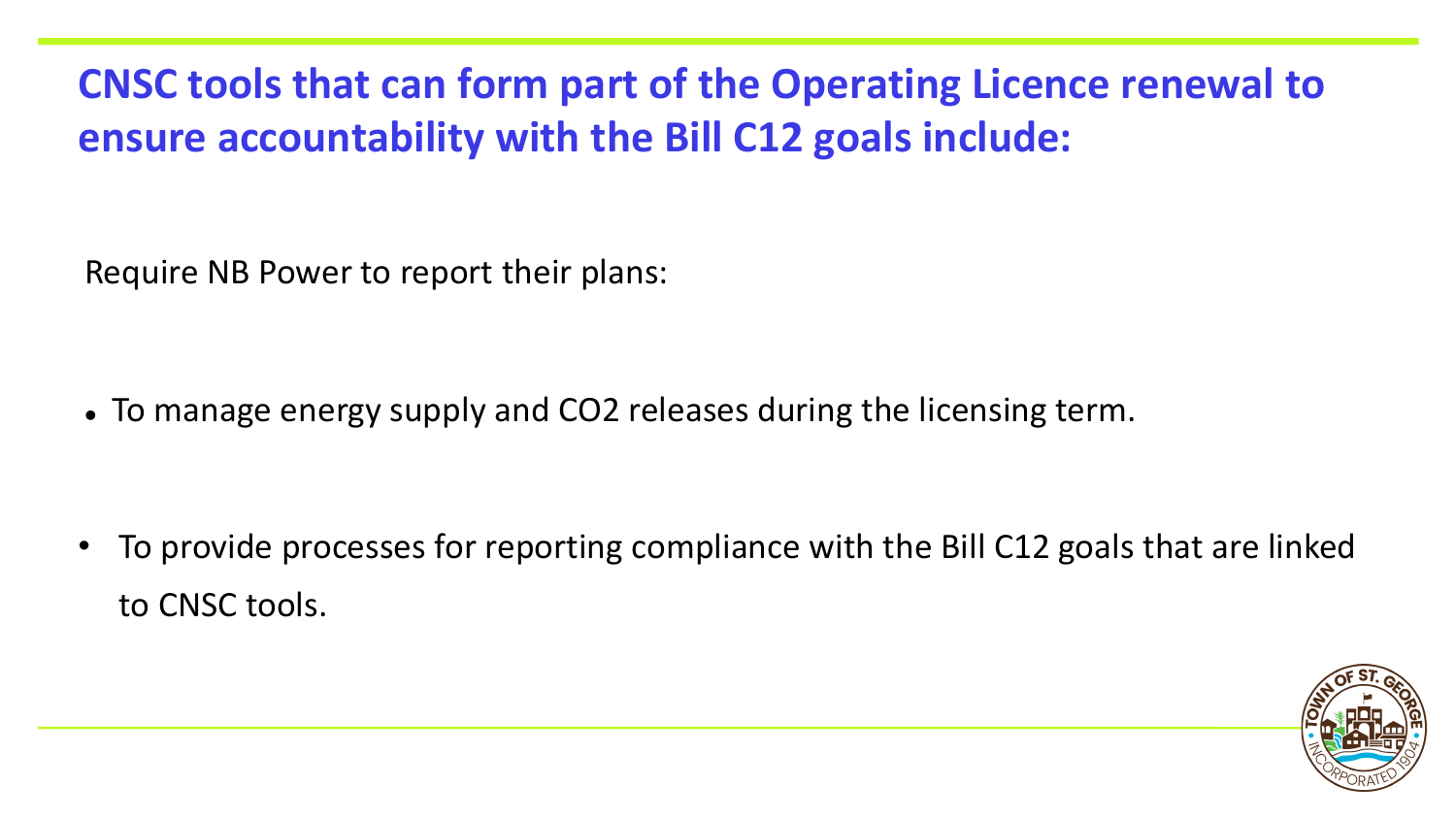# CNSC tools that can form part of the Operating Licence renewal to ensure accountability with the Bill C12 goals include:

Require NB Power to report their plans:

- To manage energy supply and $CO_2$ releases during the licensing term.

- To provide processes for reporting compliance with the Bill C12 goals that are linked to CNSC tools.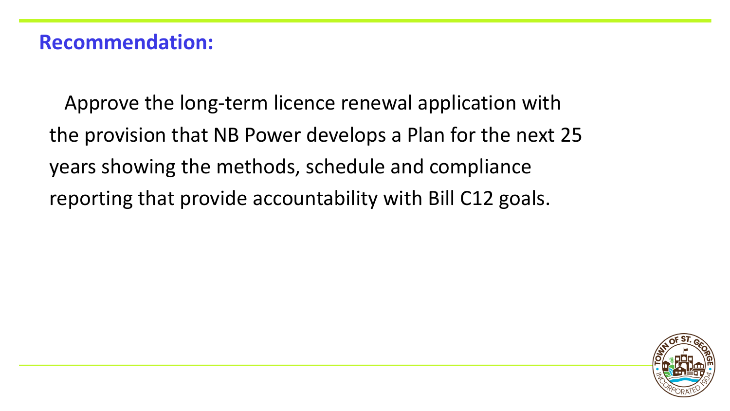## Recommendation:

Approve the long-term licence renewal application with the provision that NB Power develops a Plan for the next 25 years showing the methods, schedule and compliance reporting that provide accountability with Bill C12 goals.